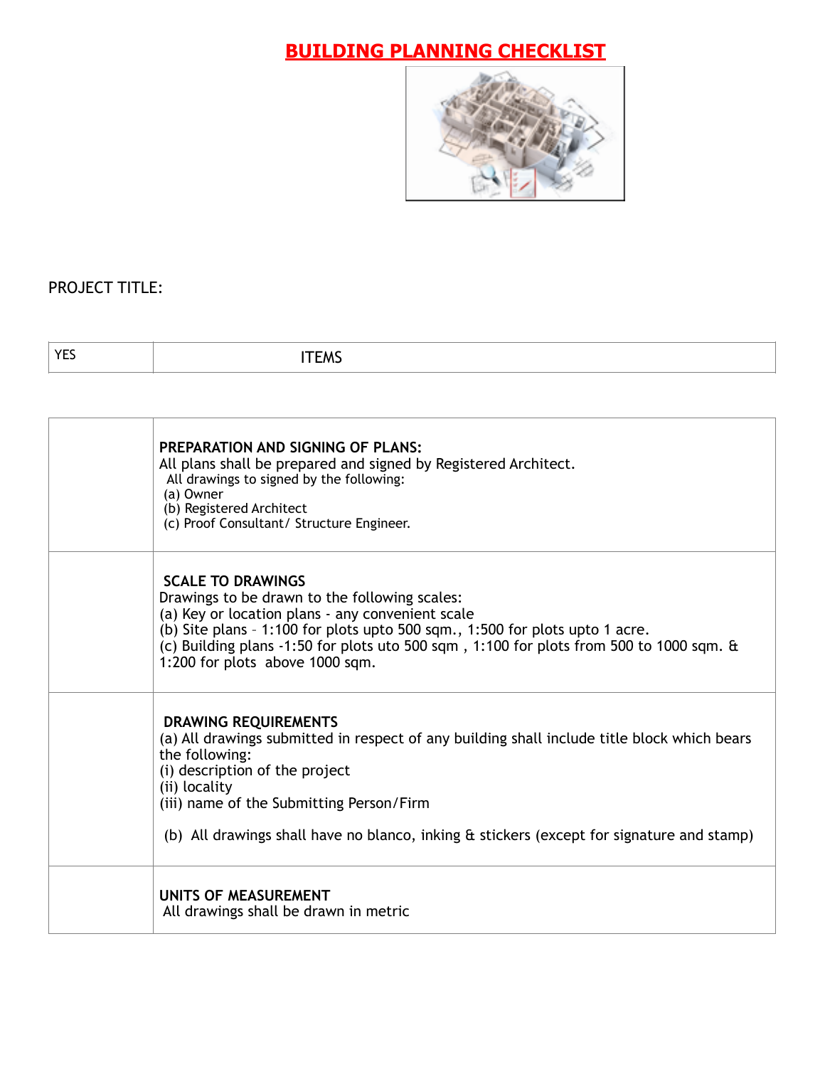# BUILDING PLANNING CHECKLIST

PROJECT TITLE:

| YES | ITEMS |
|---|---|
| | **PREPARATION AND SIGNING OF PLANS:**<br>All plans shall be prepared and signed by Registered Architect.<br>All drawings to signed by the following:<br>(a) Owner<br>(b) Registered Architect<br>(c) Proof Consultant/ Structure Engineer. |
| | **SCALE TO DRAWINGS**<br>Drawings to be drawn to the following scales:<br>(a) Key or location plans - any convenient scale<br>(b) Site plans – 1:100 for plots upto 500 sqm., 1:500 for plots upto 1 acre.<br>(c) Building plans -1:50 for plots uto 500 sqm , 1:100 for plots from 500 to 1000 sqm. & 1:200 for plots above 1000 sqm. |
| | **DRAWING REQUIREMENTS**<br>(a) All drawings submitted in respect of any building shall include title block which bears the following:<br>(i) description of the project<br>(ii) locality<br>(iii) name of the Submitting Person/Firm<br><br>(b) All drawings shall have no blanco, inking & stickers (except for signature and stamp) |
| | **UNITS OF MEASUREMENT**<br>All drawings shall be drawn in metric |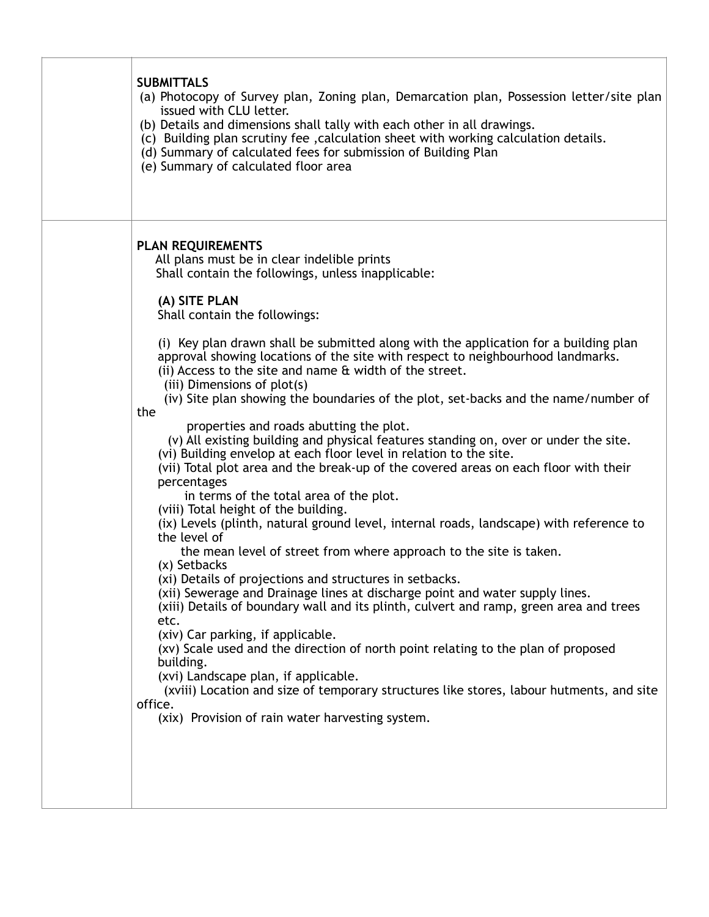| | |
|---|---|
| | **SUBMITTALS**<br>(a) Photocopy of Survey plan, Zoning plan, Demarcation plan, Possession letter/site plan issued with CLU letter.<br>(b) Details and dimensions shall tally with each other in all drawings.<br>(c) Building plan scrutiny fee ,calculation sheet with working calculation details.<br>(d) Summary of calculated fees for submission of Building Plan<br>(e) Summary of calculated floor area |
| | **PLAN REQUIREMENTS**<br>All plans must be in clear indelible prints<br>Shall contain the followings, unless inapplicable:<br><br>**(A) SITE PLAN**<br>Shall contain the followings:<br><br>(i) Key plan drawn shall be submitted along with the application for a building plan approval showing locations of the site with respect to neighbourhood landmarks.<br>(ii) Access to the site and name & width of the street.<br>(iii) Dimensions of plot(s)<br>(iv) Site plan showing the boundaries of the plot, set-backs and the name/number of the properties and roads abutting the plot.<br>(v) All existing building and physical features standing on, over or under the site.<br>(vi) Building envelop at each floor level in relation to the site.<br>(vii) Total plot area and the break-up of the covered areas on each floor with their percentages in terms of the total area of the plot.<br>(viii) Total height of the building.<br>(ix) Levels (plinth, natural ground level, internal roads, landscape) with reference to the level of the mean level of street from where approach to the site is taken.<br>(x) Setbacks<br>(xi) Details of projections and structures in setbacks.<br>(xii) Sewerage and Drainage lines at discharge point and water supply lines.<br>(xiii) Details of boundary wall and its plinth, culvert and ramp, green area and trees etc.<br>(xiv) Car parking, if applicable.<br>(xv) Scale used and the direction of north point relating to the plan of proposed building.<br>(xvi) Landscape plan, if applicable.<br>(xviii) Location and size of temporary structures like stores, labour hutments, and site office.<br>(xix) Provision of rain water harvesting system. |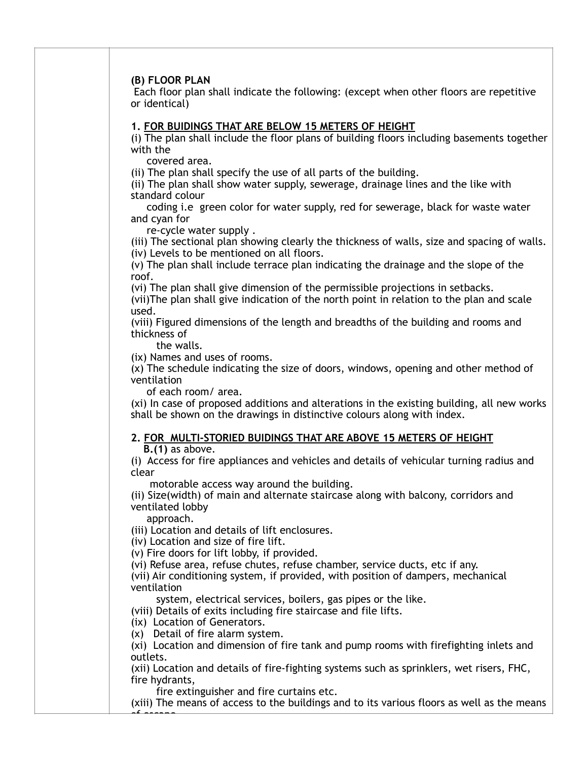**(B) FLOOR PLAN**

Each floor plan shall indicate the following: (except when other floors are repetitive or identical)

**1. FOR BUIDINGS THAT ARE BELOW 15 METERS OF HEIGHT**

(i) The plan shall include the floor plans of building floors including basements together with the covered area.
(ii) The plan shall specify the use of all parts of the building.
(ii) The plan shall show water supply, sewerage, drainage lines and the like with standard colour coding i.e green color for water supply, red for sewerage, black for waste water and cyan for re-cycle water supply .
(iii) The sectional plan showing clearly the thickness of walls, size and spacing of walls.
(iv) Levels to be mentioned on all floors.
(v) The plan shall include terrace plan indicating the drainage and the slope of the roof.
(vi) The plan shall give dimension of the permissible projections in setbacks.
(vii)The plan shall give indication of the north point in relation to the plan and scale used.
(viii) Figured dimensions of the length and breadths of the building and rooms and thickness of the walls.
(ix) Names and uses of rooms.
(x) The schedule indicating the size of doors, windows, opening and other method of ventilation of each room/ area.
(xi) In case of proposed additions and alterations in the existing building, all new works shall be shown on the drawings in distinctive colours along with index.

**2. FOR MULTI-STORIED BUIDINGS THAT ARE ABOVE 15 METERS OF HEIGHT**

**B.(1)** as above.
(i) Access for fire appliances and vehicles and details of vehicular turning radius and clear motorable access way around the building.
(ii) Size(width) of main and alternate staircase along with balcony, corridors and ventilated lobby approach.
(iii) Location and details of lift enclosures.
(iv) Location and size of fire lift.
(v) Fire doors for lift lobby, if provided.
(vi) Refuse area, refuse chutes, refuse chamber, service ducts, etc if any.
(vii) Air conditioning system, if provided, with position of dampers, mechanical ventilation system, electrical services, boilers, gas pipes or the like.
(viii) Details of exits including fire staircase and file lifts.
(ix) Location of Generators.
(x) Detail of fire alarm system.
(xi) Location and dimension of fire tank and pump rooms with firefighting inlets and outlets.
(xii) Location and details of fire-fighting systems such as sprinklers, wet risers, FHC, fire hydrants, fire extinguisher and fire curtains etc.
(xiii) The means of access to the buildings and to its various floors as well as the means of escape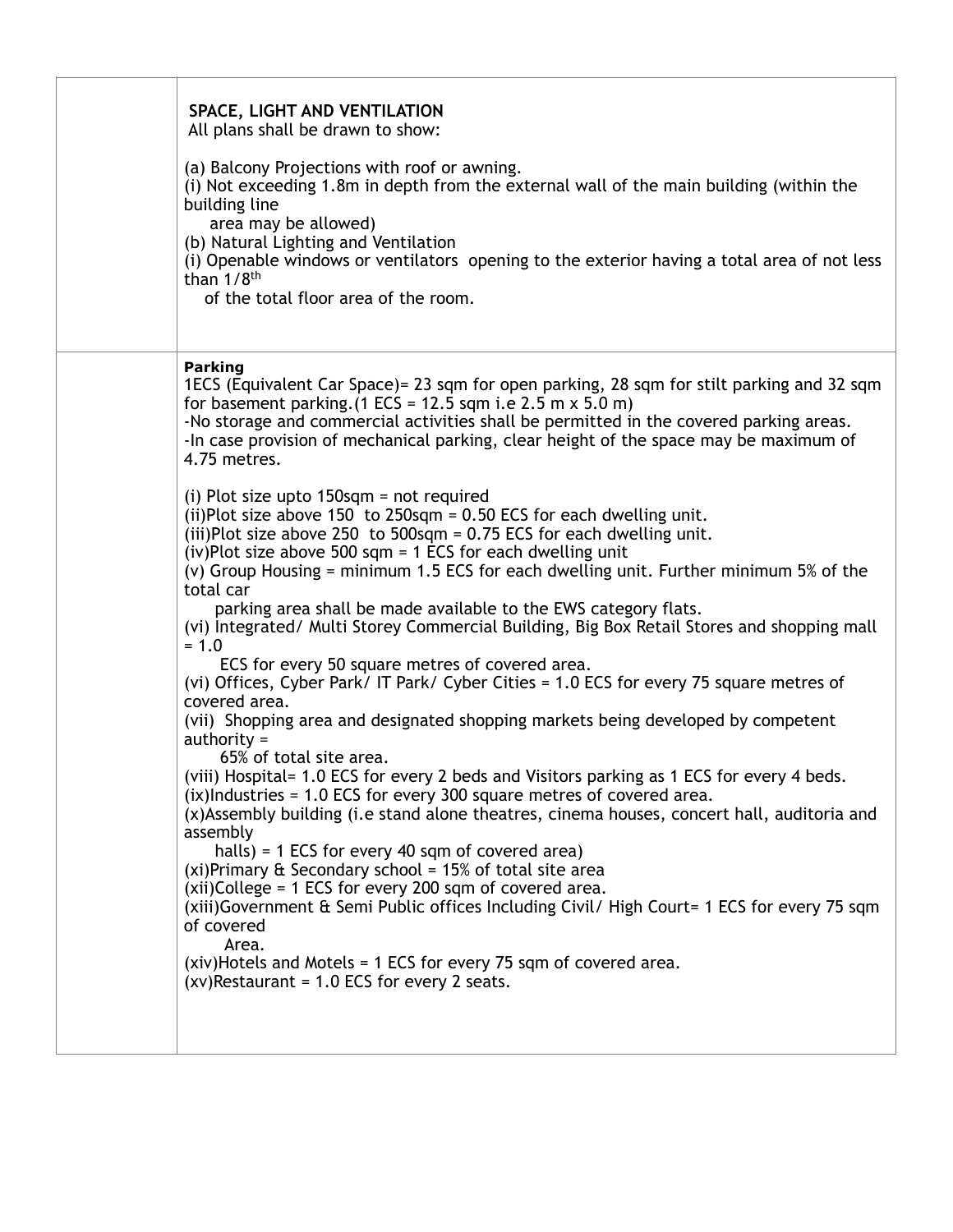| | |
|---|---|
| | **SPACE, LIGHT AND VENTILATION**<br>All plans shall be drawn to show:<br><br>(a) Balcony Projections with roof or awning.<br>(i) Not exceeding 1.8m in depth from the external wall of the main building (within the building line area may be allowed)<br>(b) Natural Lighting and Ventilation<br>(i) Openable windows or ventilators opening to the exterior having a total area of not less than $1/8^{th}$ of the total floor area of the room. |
| | **Parking**<br>1ECS (Equivalent Car Space)= 23 sqm for open parking, 28 sqm for stilt parking and 32 sqm for basement parking.(1 ECS = 12.5 sqm i.e 2.5 m x 5.0 m)<br>-No storage and commercial activities shall be permitted in the covered parking areas.<br>-In case provision of mechanical parking, clear height of the space may be maximum of 4.75 metres.<br><br>(i) Plot size upto 150sqm = not required<br>(ii)Plot size above 150 to 250sqm = 0.50 ECS for each dwelling unit.<br>(iii)Plot size above 250 to 500sqm = 0.75 ECS for each dwelling unit.<br>(iv)Plot size above 500 sqm = 1 ECS for each dwelling unit<br>(v) Group Housing = minimum 1.5 ECS for each dwelling unit. Further minimum 5% of the total car parking area shall be made available to the EWS category flats.<br>(vi) Integrated/ Multi Storey Commercial Building, Big Box Retail Stores and shopping mall = 1.0 ECS for every 50 square metres of covered area.<br>(vi) Offices, Cyber Park/ IT Park/ Cyber Cities = 1.0 ECS for every 75 square metres of covered area.<br>(vii) Shopping area and designated shopping markets being developed by competent authority = 65% of total site area.<br>(viii) Hospital= 1.0 ECS for every 2 beds and Visitors parking as 1 ECS for every 4 beds.<br>(ix)Industries = 1.0 ECS for every 300 square metres of covered area.<br>(x)Assembly building (i.e stand alone theatres, cinema houses, concert hall, auditoria and assembly halls) = 1 ECS for every 40 sqm of covered area)<br>(xi)Primary & Secondary school = 15% of total site area<br>(xii)College = 1 ECS for every 200 sqm of covered area.<br>(xiii)Government & Semi Public offices Including Civil/ High Court= 1 ECS for every 75 sqm of covered Area.<br>(xiv)Hotels and Motels = 1 ECS for every 75 sqm of covered area.<br>(xv)Restaurant = 1.0 ECS for every 2 seats. |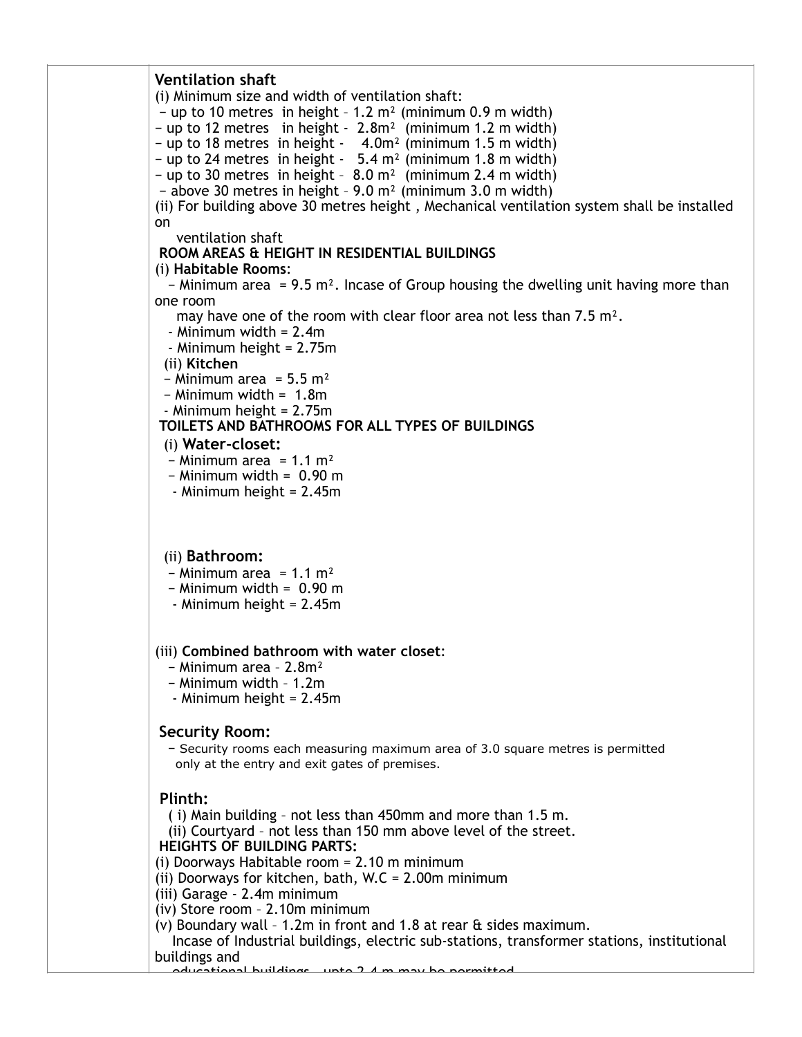**Ventilation shaft**

(i) Minimum size and width of ventilation shaft:

– up to 10 metres in height – 1.2 $m^2$ (minimum 0.9 m width)
– up to 12 metres in height - 2.8$m^2$ (minimum 1.2 m width)
– up to 18 metres in height - 4.0$m^2$ (minimum 1.5 m width)
– up to 24 metres in height - 5.4 $m^2$ (minimum 1.8 m width)
– up to 30 metres in height – 8.0 $m^2$ (minimum 2.4 m width)
– above 30 metres in height – 9.0 $m^2$ (minimum 3.0 m width)

(ii) For building above 30 metres height , Mechanical ventilation system shall be installed on ventilation shaft

**ROOM AREAS & HEIGHT IN RESIDENTIAL BUILDINGS**

(i) **Habitable Rooms**:

– Minimum area = 9.5 $m^2$. Incase of Group housing the dwelling unit having more than one room may have one of the room with clear floor area not less than 7.5 $m^2$.
- Minimum width = 2.4m
- Minimum height = 2.75m

(ii) **Kitchen**

– Minimum area = 5.5 $m^2$
– Minimum width = 1.8m
- Minimum height = 2.75m

**TOILETS AND BATHROOMS FOR ALL TYPES OF BUILDINGS**

(i) **Water-closet:**

– Minimum area = 1.1 $m^2$
– Minimum width = 0.90 m
- Minimum height = 2.45m

(ii) **Bathroom:**

– Minimum area = 1.1 $m^2$
– Minimum width = 0.90 m
- Minimum height = 2.45m

(iii) **Combined bathroom with water closet**:

– Minimum area – 2.8$m^2$
– Minimum width – 1.2m
- Minimum height = 2.45m

**Security Room:**

– Security rooms each measuring maximum area of 3.0 square metres is permitted only at the entry and exit gates of premises.

**Plinth:**

( i) Main building – not less than 450mm and more than 1.5 m.
(ii) Courtyard – not less than 150 mm above level of the street.

**HEIGHTS OF BUILDING PARTS:**

(i) Doorways Habitable room = 2.10 m minimum
(ii) Doorways for kitchen, bath, W.C = 2.00m minimum
(iii) Garage - 2.4m minimum
(iv) Store room – 2.10m minimum
(v) Boundary wall – 1.2m in front and 1.8 at rear & sides maximum.

Incase of Industrial buildings, electric sub-stations, transformer stations, institutional buildings and educational buildings , upto 2.4 m may be permitted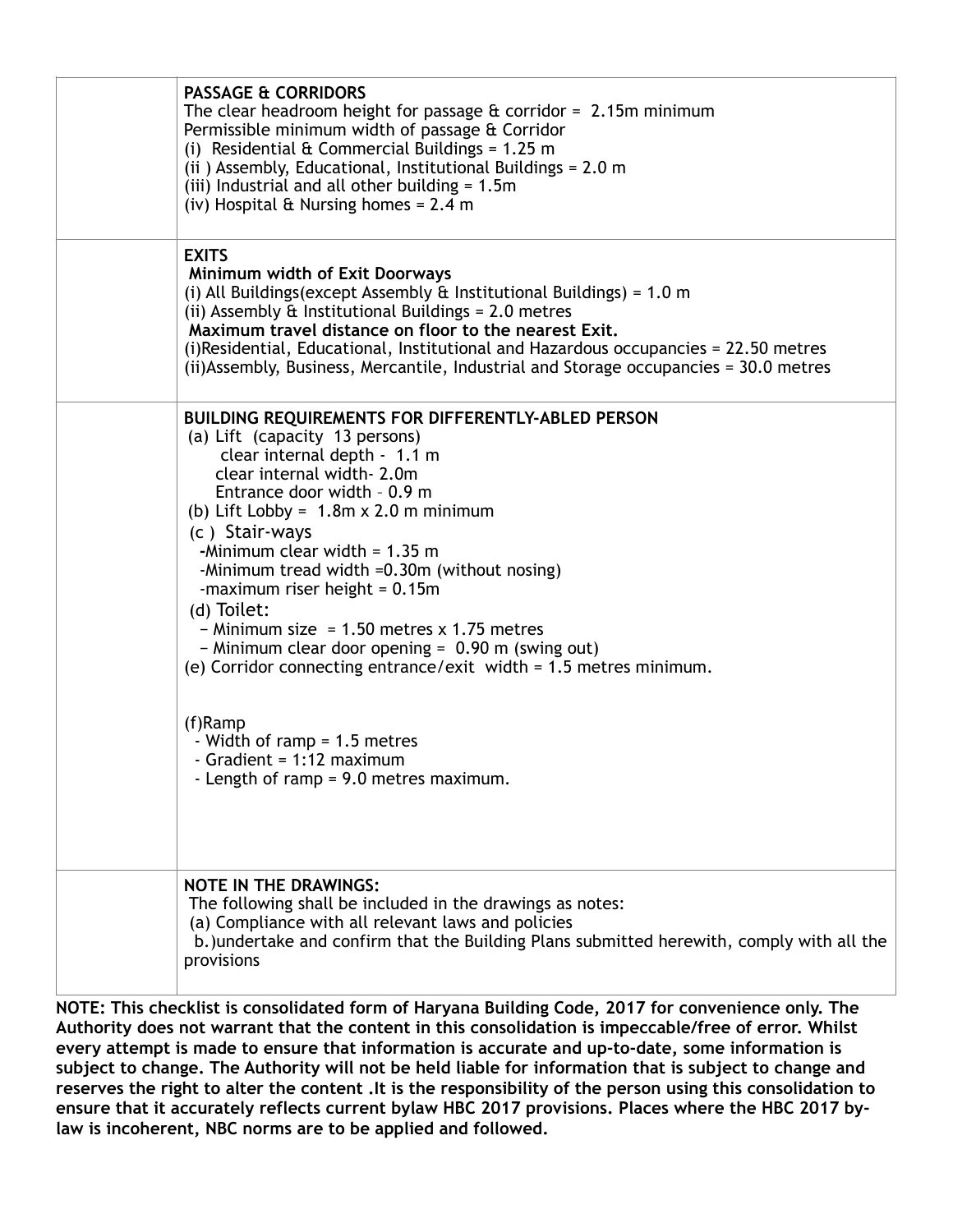| | |
|---|---|
| | **PASSAGE & CORRIDORS**<br>The clear headroom height for passage & corridor = 2.15m minimum<br>Permissible minimum width of passage & Corridor<br>(i) Residential & Commercial Buildings = 1.25 m<br>(ii ) Assembly, Educational, Institutional Buildings = 2.0 m<br>(iii) Industrial and all other building = 1.5m<br>(iv) Hospital & Nursing homes = 2.4 m |
| | **EXITS**<br>**Minimum width of Exit Doorways**<br>(i) All Buildings(except Assembly & Institutional Buildings) = 1.0 m<br>(ii) Assembly & Institutional Buildings = 2.0 metres<br>**Maximum travel distance on floor to the nearest Exit.**<br>(i)Residential, Educational, Institutional and Hazardous occupancies = 22.50 metres<br>(ii)Assembly, Business, Mercantile, Industrial and Storage occupancies = 30.0 metres |
| | **BUILDING REQUIREMENTS FOR DIFFERENTLY-ABLED PERSON**<br>(a) Lift (capacity 13 persons)<br>clear internal depth - 1.1 m<br>clear internal width- 2.0m<br>Entrance door width – 0.9 m<br>(b) Lift Lobby = 1.8m x 2.0 m minimum<br>(c ) Stair-ways<br>-Minimum clear width = 1.35 m<br>-Minimum tread width =0.30m (without nosing)<br>-maximum riser height = 0.15m<br>(d) Toilet:<br>– Minimum size = 1.50 metres x 1.75 metres<br>– Minimum clear door opening = 0.90 m (swing out)<br>(e) Corridor connecting entrance/exit width = 1.5 metres minimum.<br><br>(f)Ramp<br>- Width of ramp = 1.5 metres<br>- Gradient = 1:12 maximum<br>- Length of ramp = 9.0 metres maximum. |
| | **NOTE IN THE DRAWINGS:**<br>The following shall be included in the drawings as notes:<br>(a) Compliance with all relevant laws and policies<br>b.)undertake and confirm that the Building Plans submitted herewith, comply with all the provisions |

**NOTE: This checklist is consolidated form of Haryana Building Code, 2017 for convenience only. The Authority does not warrant that the content in this consolidation is impeccable/free of error. Whilst every attempt is made to ensure that information is accurate and up-to-date, some information is subject to change. The Authority will not be held liable for information that is subject to change and reserves the right to alter the content .It is the responsibility of the person using this consolidation to ensure that it accurately reflects current bylaw HBC 2017 provisions. Places where the HBC 2017 by-law is incoherent, NBC norms are to be applied and followed.**